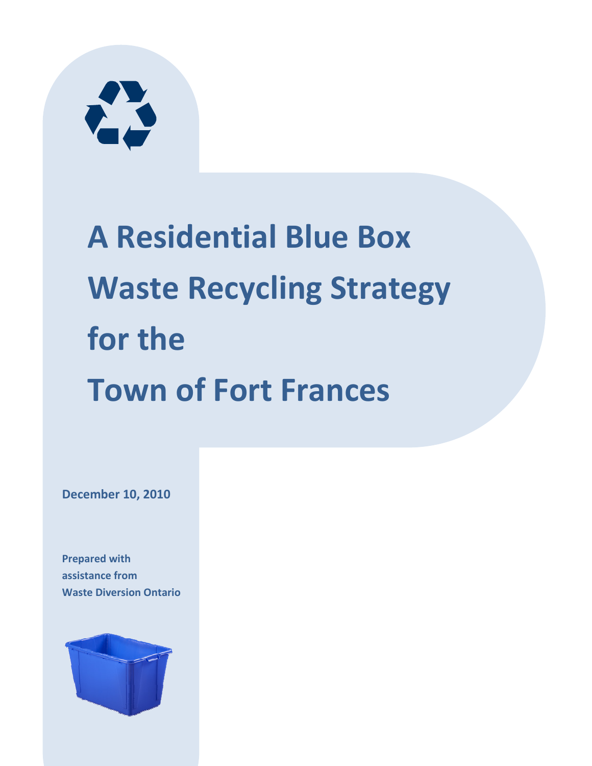# A Residential Blue Box Waste Recycling Strategy for the Town of Fort Frances

**December 10, 2010**

**Prepared with assistance from Waste Diversion Ontario**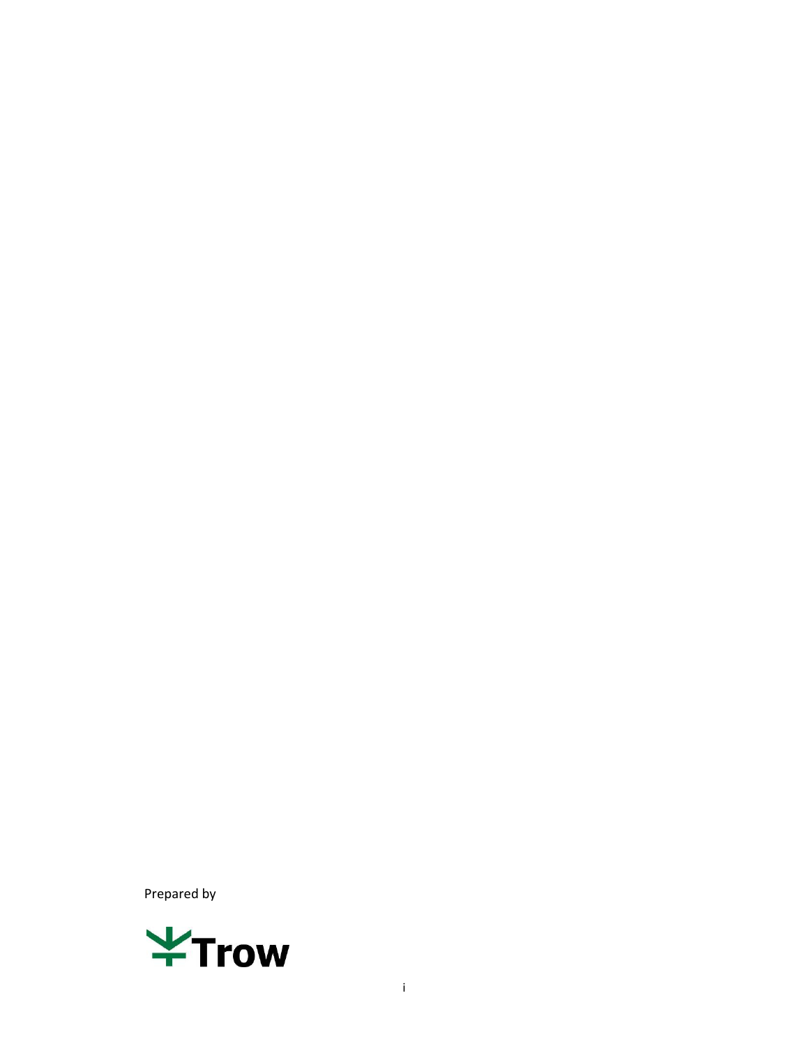Prepared by

Trow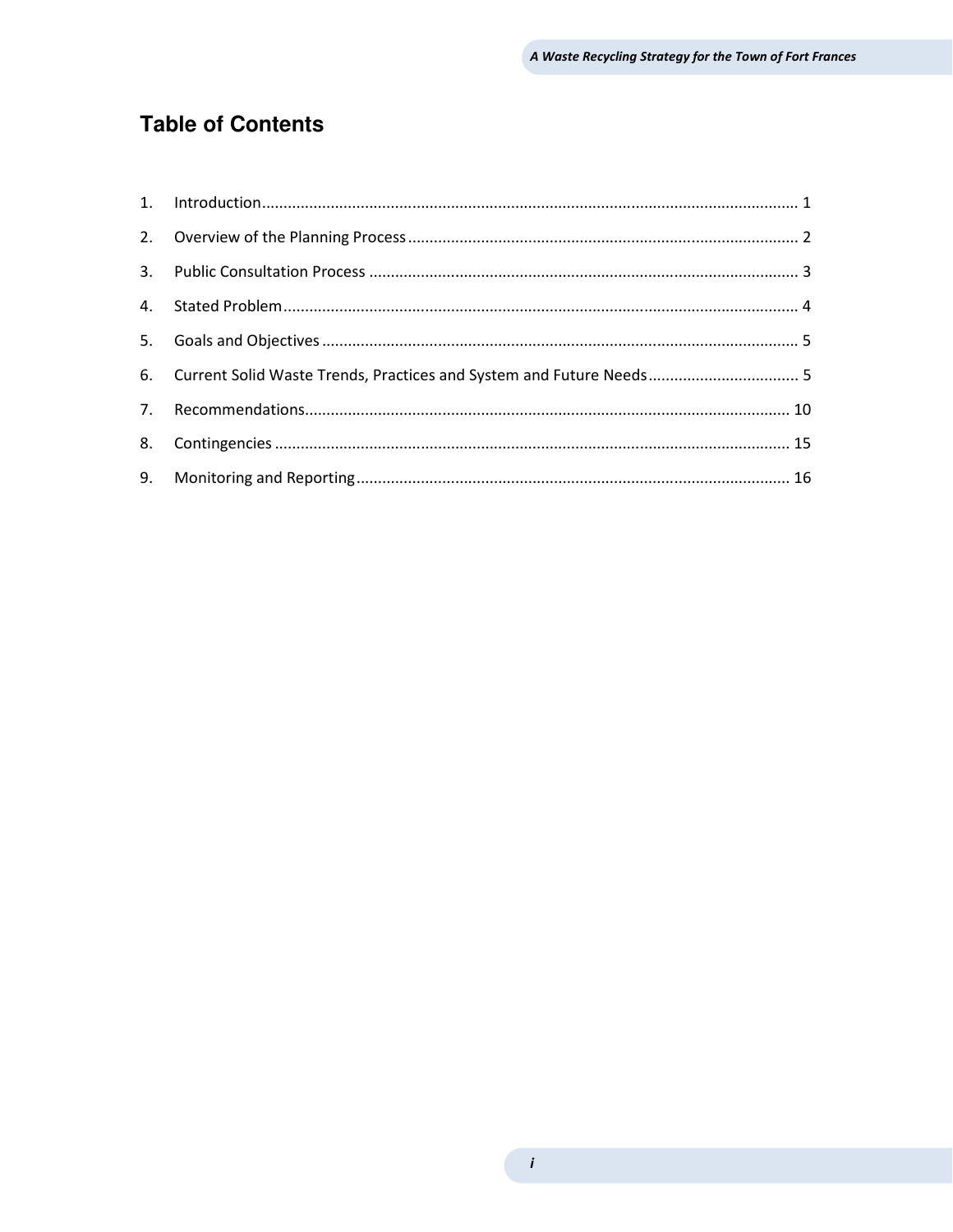# Table of Contents

1. Introduction ........................................................................................................................ 1
2. Overview of the Planning Process ...................................................................................... 2
3. Public Consultation Process ............................................................................................... 3
4. Stated Problem ................................................................................................................... 4
5. Goals and Objectives ......................................................................................................... 5
6. Current Solid Waste Trends, Practices and System and Future Needs ............................... 5
7. Recommendations ............................................................................................................ 10
8. Contingencies ................................................................................................................... 15
9. Monitoring and Reporting ................................................................................................ 16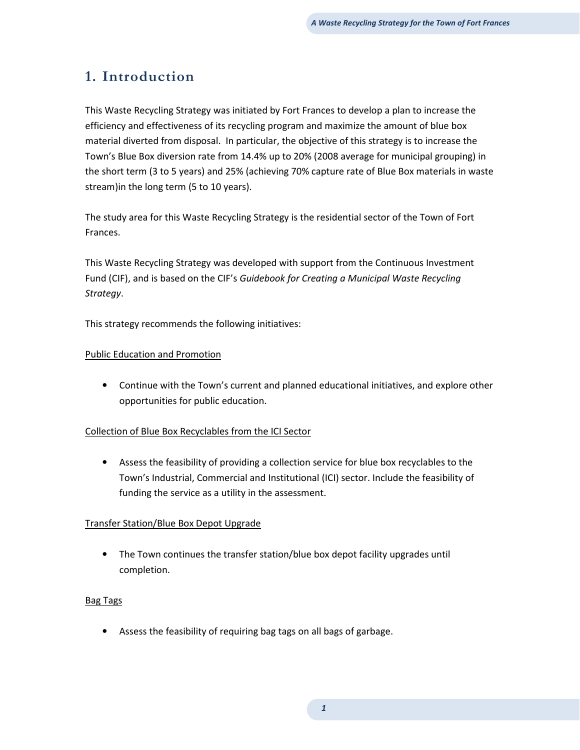# 1. Introduction

This Waste Recycling Strategy was initiated by Fort Frances to develop a plan to increase the efficiency and effectiveness of its recycling program and maximize the amount of blue box material diverted from disposal. In particular, the objective of this strategy is to increase the Town's Blue Box diversion rate from 14.4% up to 20% (2008 average for municipal grouping) in the short term (3 to 5 years) and 25% (achieving 70% capture rate of Blue Box materials in waste stream)in the long term (5 to 10 years).

The study area for this Waste Recycling Strategy is the residential sector of the Town of Fort Frances.

This Waste Recycling Strategy was developed with support from the Continuous Investment Fund (CIF), and is based on the CIF's *Guidebook for Creating a Municipal Waste Recycling Strategy*.

This strategy recommends the following initiatives:

<u>Public Education and Promotion</u>

- Continue with the Town's current and planned educational initiatives, and explore other opportunities for public education.

<u>Collection of Blue Box Recyclables from the ICI Sector</u>

- Assess the feasibility of providing a collection service for blue box recyclables to the Town's Industrial, Commercial and Institutional (ICI) sector. Include the feasibility of funding the service as a utility in the assessment.

<u>Transfer Station/Blue Box Depot Upgrade</u>

- The Town continues the transfer station/blue box depot facility upgrades until completion.

<u>Bag Tags</u>

- Assess the feasibility of requiring bag tags on all bags of garbage.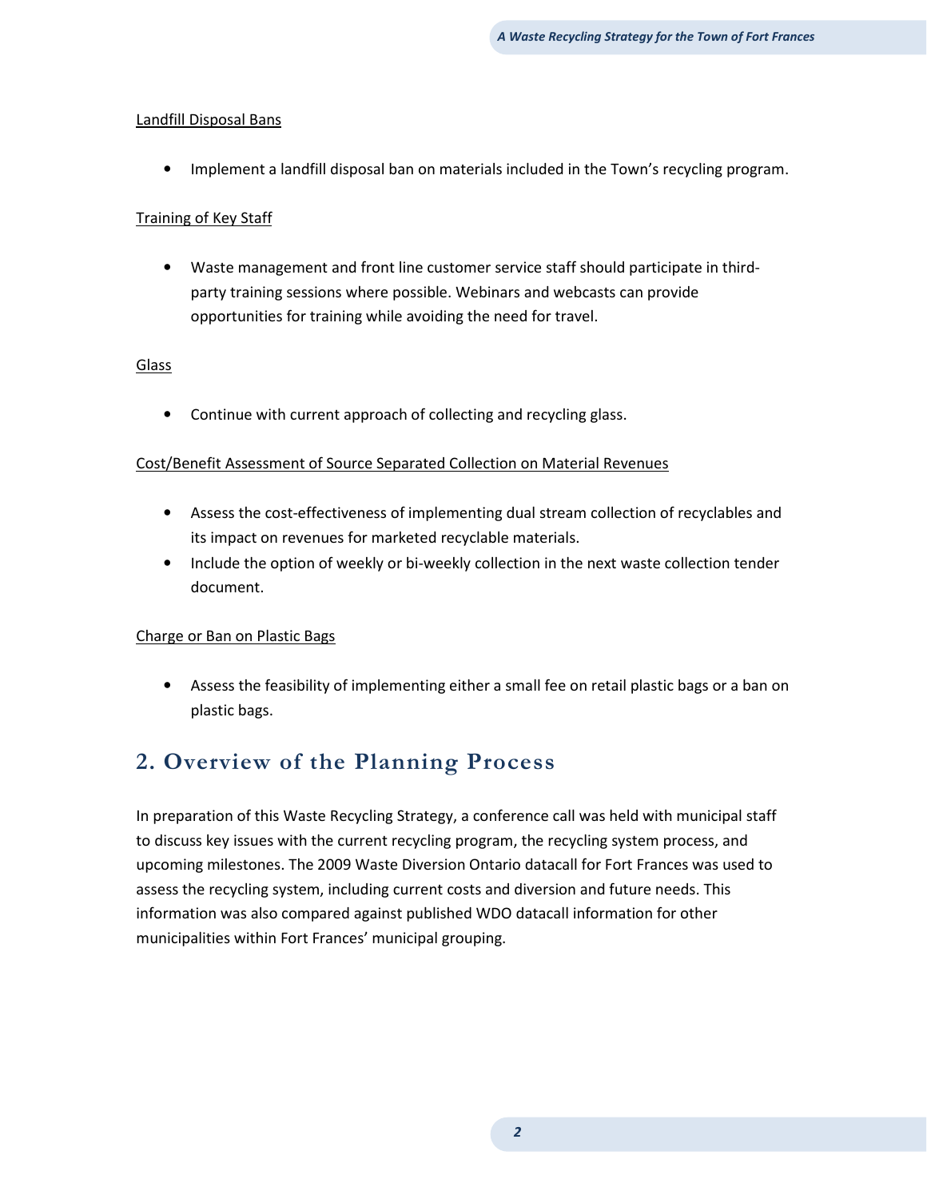Landfill Disposal Bans

- Implement a landfill disposal ban on materials included in the Town's recycling program.

Training of Key Staff

- Waste management and front line customer service staff should participate in third-party training sessions where possible. Webinars and webcasts can provide opportunities for training while avoiding the need for travel.

Glass

- Continue with current approach of collecting and recycling glass.

Cost/Benefit Assessment of Source Separated Collection on Material Revenues

- Assess the cost-effectiveness of implementing dual stream collection of recyclables and its impact on revenues for marketed recyclable materials.
- Include the option of weekly or bi-weekly collection in the next waste collection tender document.

Charge or Ban on Plastic Bags

- Assess the feasibility of implementing either a small fee on retail plastic bags or a ban on plastic bags.

## 2. Overview of the Planning Process

In preparation of this Waste Recycling Strategy, a conference call was held with municipal staff to discuss key issues with the current recycling program, the recycling system process, and upcoming milestones. The 2009 Waste Diversion Ontario datacall for Fort Frances was used to assess the recycling system, including current costs and diversion and future needs. This information was also compared against published WDO datacall information for other municipalities within Fort Frances' municipal grouping.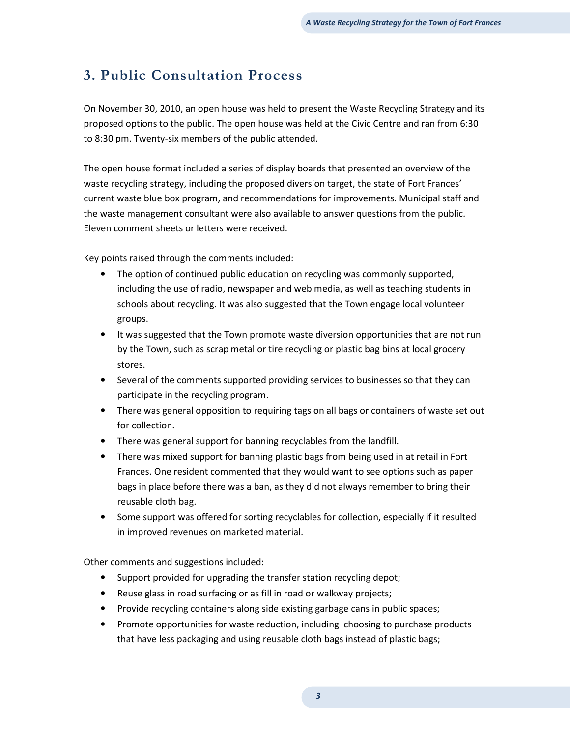## 3. Public Consultation Process

On November 30, 2010, an open house was held to present the Waste Recycling Strategy and its proposed options to the public. The open house was held at the Civic Centre and ran from 6:30 to 8:30 pm. Twenty-six members of the public attended.

The open house format included a series of display boards that presented an overview of the waste recycling strategy, including the proposed diversion target, the state of Fort Frances' current waste blue box program, and recommendations for improvements. Municipal staff and the waste management consultant were also available to answer questions from the public. Eleven comment sheets or letters were received.

Key points raised through the comments included:

- The option of continued public education on recycling was commonly supported, including the use of radio, newspaper and web media, as well as teaching students in schools about recycling. It was also suggested that the Town engage local volunteer groups.
- It was suggested that the Town promote waste diversion opportunities that are not run by the Town, such as scrap metal or tire recycling or plastic bag bins at local grocery stores.
- Several of the comments supported providing services to businesses so that they can participate in the recycling program.
- There was general opposition to requiring tags on all bags or containers of waste set out for collection.
- There was general support for banning recyclables from the landfill.
- There was mixed support for banning plastic bags from being used in at retail in Fort Frances. One resident commented that they would want to see options such as paper bags in place before there was a ban, as they did not always remember to bring their reusable cloth bag.
- Some support was offered for sorting recyclables for collection, especially if it resulted in improved revenues on marketed material.

Other comments and suggestions included:

- Support provided for upgrading the transfer station recycling depot;
- Reuse glass in road surfacing or as fill in road or walkway projects;
- Provide recycling containers along side existing garbage cans in public spaces;
- Promote opportunities for waste reduction, including choosing to purchase products that have less packaging and using reusable cloth bags instead of plastic bags;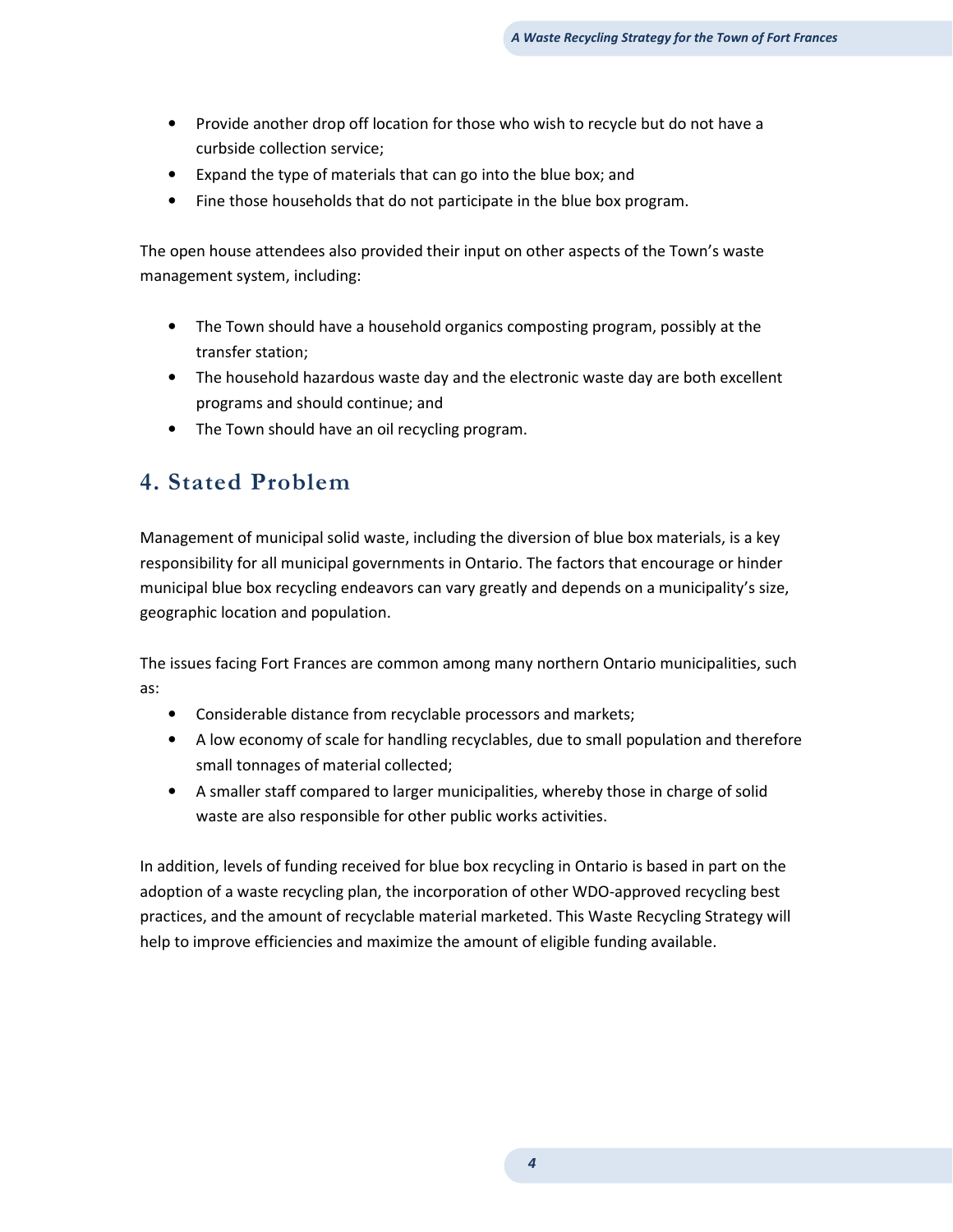- Provide another drop off location for those who wish to recycle but do not have a curbside collection service;
- Expand the type of materials that can go into the blue box; and
- Fine those households that do not participate in the blue box program.

The open house attendees also provided their input on other aspects of the Town's waste management system, including:

- The Town should have a household organics composting program, possibly at the transfer station;
- The household hazardous waste day and the electronic waste day are both excellent programs and should continue; and
- The Town should have an oil recycling program.

## 4. Stated Problem

Management of municipal solid waste, including the diversion of blue box materials, is a key responsibility for all municipal governments in Ontario. The factors that encourage or hinder municipal blue box recycling endeavors can vary greatly and depends on a municipality's size, geographic location and population.

The issues facing Fort Frances are common among many northern Ontario municipalities, such as:

- Considerable distance from recyclable processors and markets;
- A low economy of scale for handling recyclables, due to small population and therefore small tonnages of material collected;
- A smaller staff compared to larger municipalities, whereby those in charge of solid waste are also responsible for other public works activities.

In addition, levels of funding received for blue box recycling in Ontario is based in part on the adoption of a waste recycling plan, the incorporation of other WDO-approved recycling best practices, and the amount of recyclable material marketed. This Waste Recycling Strategy will help to improve efficiencies and maximize the amount of eligible funding available.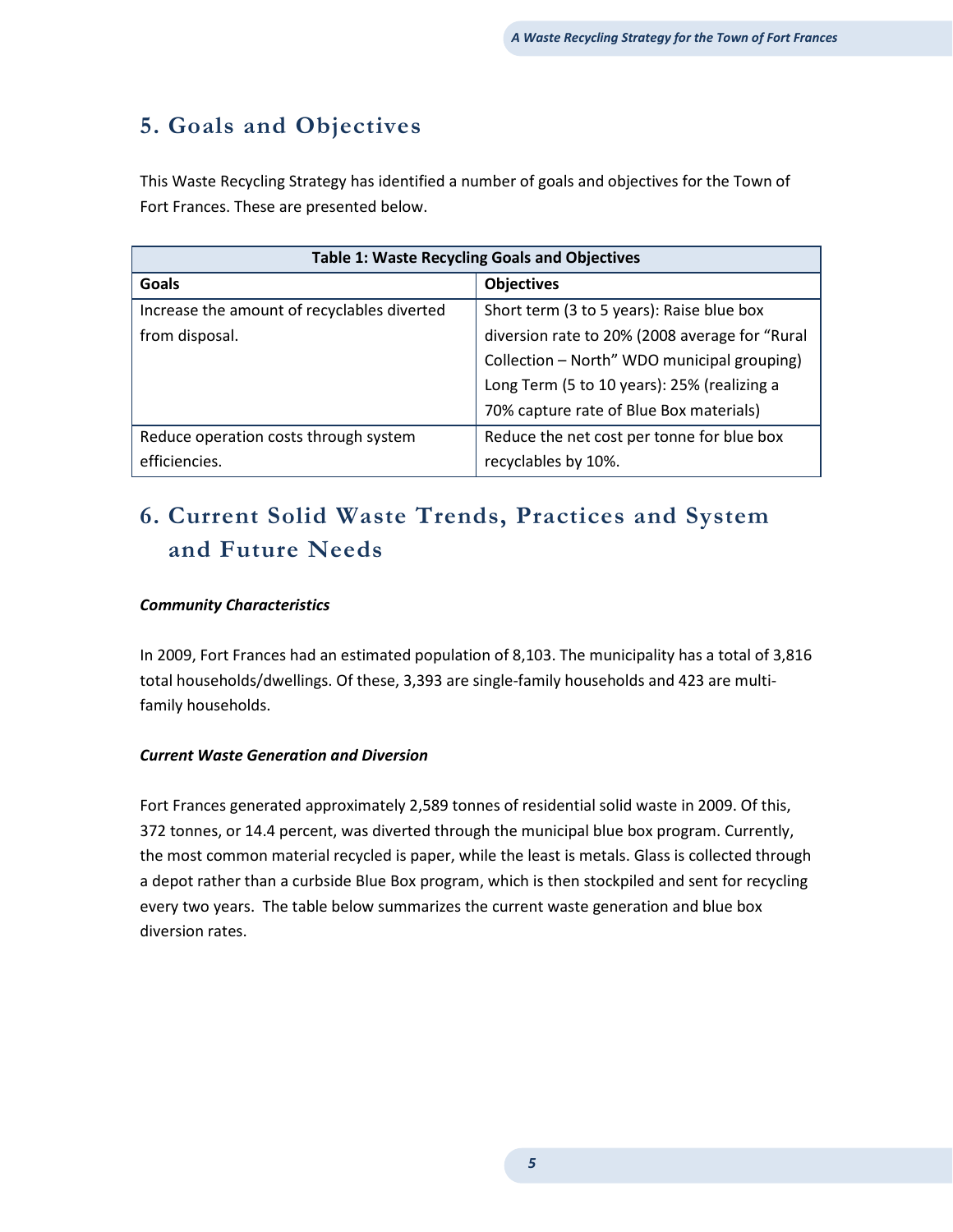# 5. Goals and Objectives

This Waste Recycling Strategy has identified a number of goals and objectives for the Town of Fort Frances. These are presented below.

**Table 1: Waste Recycling Goals and Objectives**

| Goals | Objectives |
|---|---|
| Increase the amount of recyclables diverted from disposal. | Short term (3 to 5 years): Raise blue box diversion rate to 20% (2008 average for "Rural Collection – North" WDO municipal grouping) Long Term (5 to 10 years): 25% (realizing a 70% capture rate of Blue Box materials) |
| Reduce operation costs through system efficiencies. | Reduce the net cost per tonne for blue box recyclables by 10%. |

# 6. Current Solid Waste Trends, Practices and System and Future Needs

***Community Characteristics***

In 2009, Fort Frances had an estimated population of 8,103. The municipality has a total of 3,816 total households/dwellings. Of these, 3,393 are single-family households and 423 are multi-family households.

***Current Waste Generation and Diversion***

Fort Frances generated approximately 2,589 tonnes of residential solid waste in 2009. Of this, 372 tonnes, or 14.4 percent, was diverted through the municipal blue box program. Currently, the most common material recycled is paper, while the least is metals. Glass is collected through a depot rather than a curbside Blue Box program, which is then stockpiled and sent for recycling every two years. The table below summarizes the current waste generation and blue box diversion rates.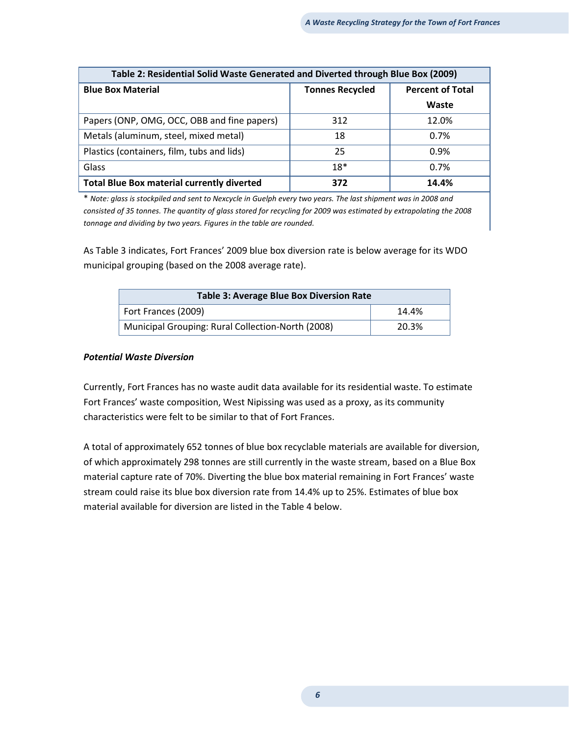| Table 2: Residential Solid Waste Generated and Diverted through Blue Box (2009) | | |
|---|---|---|
| **Blue Box Material** | **Tonnes Recycled** | **Percent of Total Waste** |
| Papers (ONP, OMG, OCC, OBB and fine papers) | 312 | 12.0% |
| Metals (aluminum, steel, mixed metal) | 18 | 0.7% |
| Plastics (containers, film, tubs and lids) | 25 | 0.9% |
| Glass | 18* | 0.7% |
| **Total Blue Box material currently diverted** | **372** | **14.4%** |

\* *Note: glass is stockpiled and sent to Nexcycle in Guelph every two years. The last shipment was in 2008 and consisted of 35 tonnes. The quantity of glass stored for recycling for 2009 was estimated by extrapolating the 2008 tonnage and dividing by two years. Figures in the table are rounded.*

As Table 3 indicates, Fort Frances' 2009 blue box diversion rate is below average for its WDO municipal grouping (based on the 2008 average rate).

| Table 3: Average Blue Box Diversion Rate | |
|---|---|
| Fort Frances (2009) | 14.4% |
| Municipal Grouping: Rural Collection-North (2008) | 20.3% |

***Potential Waste Diversion***

Currently, Fort Frances has no waste audit data available for its residential waste. To estimate Fort Frances' waste composition, West Nipissing was used as a proxy, as its community characteristics were felt to be similar to that of Fort Frances.

A total of approximately 652 tonnes of blue box recyclable materials are available for diversion, of which approximately 298 tonnes are still currently in the waste stream, based on a Blue Box material capture rate of 70%. Diverting the blue box material remaining in Fort Frances' waste stream could raise its blue box diversion rate from 14.4% up to 25%. Estimates of blue box material available for diversion are listed in the Table 4 below.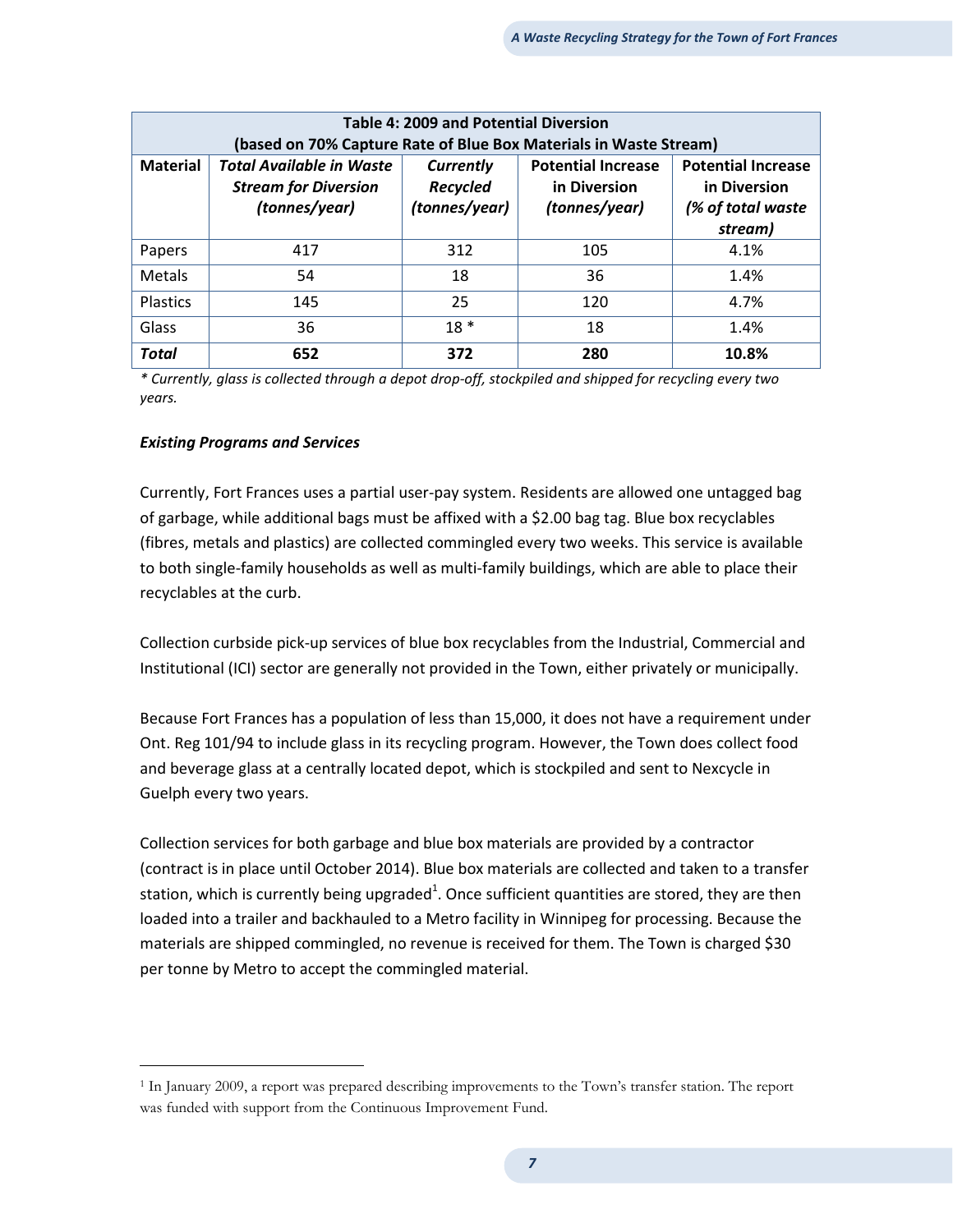| Table 4: 2009 and Potential Diversion (based on 70% Capture Rate of Blue Box Materials in Waste Stream) | | | | |
|---|---|---|---|---|
| **Material** | ***Total Available in Waste Stream for Diversion (tonnes/year)*** | ***Currently Recycled (tonnes/year)*** | **Potential Increase in Diversion** ***(tonnes/year)*** | **Potential Increase in Diversion** ***(% of total waste stream)*** |
| Papers | 417 | 312 | 105 | 4.1% |
| Metals | 54 | 18 | 36 | 1.4% |
| Plastics | 145 | 25 | 120 | 4.7% |
| Glass | 36 | 18 * | 18 | 1.4% |
| ***Total*** | **652** | **372** | **280** | **10.8%** |

*\* Currently, glass is collected through a depot drop-off, stockpiled and shipped for recycling every two years.*

***Existing Programs and Services***

Currently, Fort Frances uses a partial user-pay system. Residents are allowed one untagged bag of garbage, while additional bags must be affixed with a $2.00 bag tag. Blue box recyclables (fibres, metals and plastics) are collected commingled every two weeks. This service is available to both single-family households as well as multi-family buildings, which are able to place their recyclables at the curb.

Collection curbside pick-up services of blue box recyclables from the Industrial, Commercial and Institutional (ICI) sector are generally not provided in the Town, either privately or municipally.

Because Fort Frances has a population of less than 15,000, it does not have a requirement under Ont. Reg 101/94 to include glass in its recycling program. However, the Town does collect food and beverage glass at a centrally located depot, which is stockpiled and sent to Nexcycle in Guelph every two years.

Collection services for both garbage and blue box materials are provided by a contractor (contract is in place until October 2014). Blue box materials are collected and taken to a transfer station, which is currently being upgraded[1]. Once sufficient quantities are stored, they are then loaded into a trailer and backhauled to a Metro facility in Winnipeg for processing. Because the materials are shipped commingled, no revenue is received for them. The Town is charged $30 per tonne by Metro to accept the commingled material.

[1] In January 2009, a report was prepared describing improvements to the Town's transfer station. The report was funded with support from the Continuous Improvement Fund.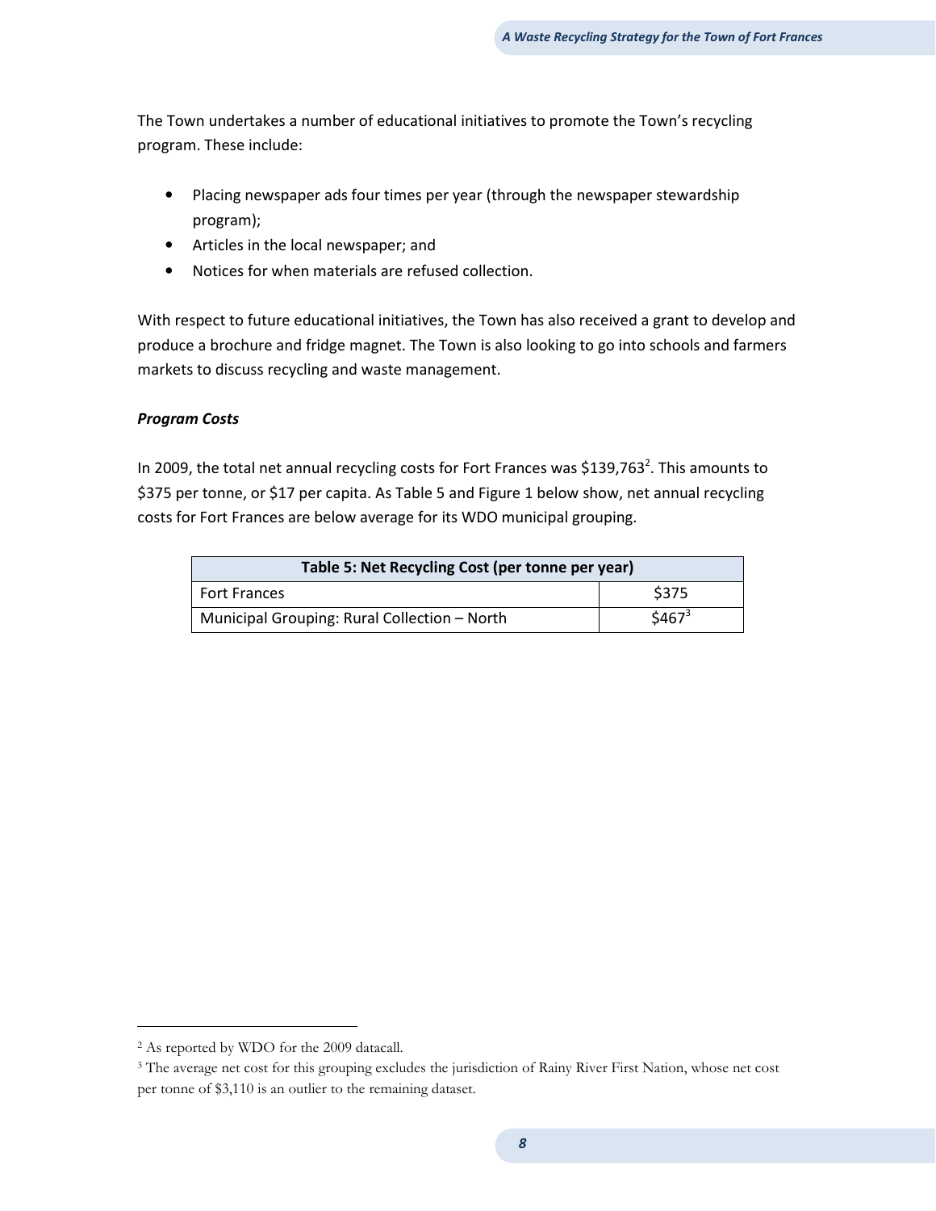The Town undertakes a number of educational initiatives to promote the Town's recycling program. These include:

- Placing newspaper ads four times per year (through the newspaper stewardship program);
- Articles in the local newspaper; and
- Notices for when materials are refused collection.

With respect to future educational initiatives, the Town has also received a grant to develop and produce a brochure and fridge magnet. The Town is also looking to go into schools and farmers markets to discuss recycling and waste management.

***Program Costs***

In 2009, the total net annual recycling costs for Fort Frances was $139,763[2]. This amounts to $375 per tonne, or $17 per capita. As Table 5 and Figure 1 below show, net annual recycling costs for Fort Frances are below average for its WDO municipal grouping.

| Table 5: Net Recycling Cost (per tonne per year) | |
|---|---|
| Fort Frances | $375 |
| Municipal Grouping: Rural Collection – North | $467[3] |

[2] As reported by WDO for the 2009 datacall.

[3] The average net cost for this grouping excludes the jurisdiction of Rainy River First Nation, whose net cost per tonne of $3,110 is an outlier to the remaining dataset.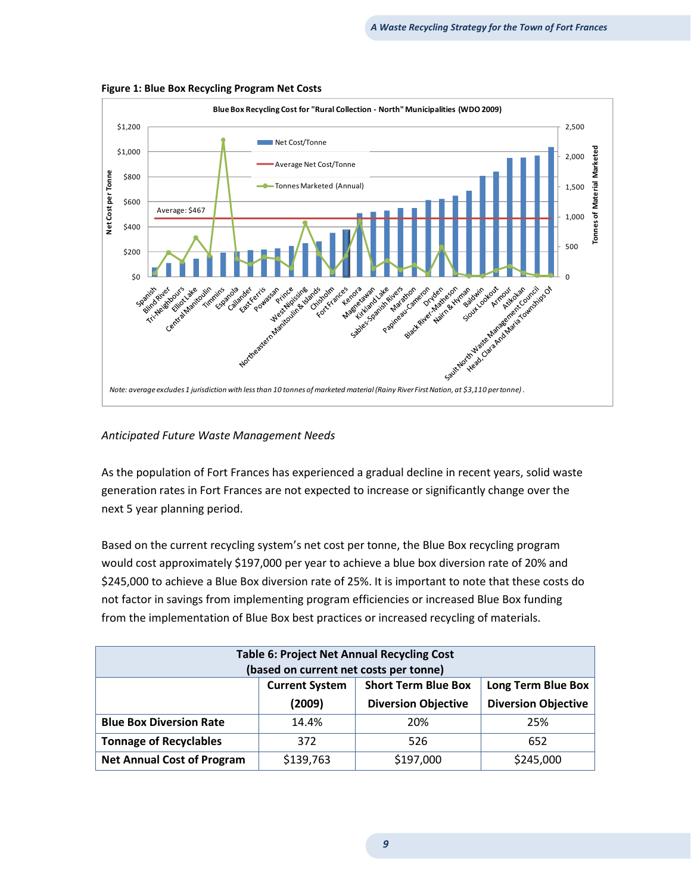**Figure 1: Blue Box Recycling Program Net Costs**

Note: average excludes 1 jurisdiction with less than 10 tonnes of marketed material (Rainy River First Nation, at $3,110 per tonne).

*Anticipated Future Waste Management Needs*

As the population of Fort Frances has experienced a gradual decline in recent years, solid waste generation rates in Fort Frances are not expected to increase or significantly change over the next 5 year planning period.

Based on the current recycling system's net cost per tonne, the Blue Box recycling program would cost approximately $197,000 per year to achieve a blue box diversion rate of 20% and $245,000 to achieve a Blue Box diversion rate of 25%. It is important to note that these costs do not factor in savings from implementing program efficiencies or increased Blue Box funding from the implementation of Blue Box best practices or increased recycling of materials.

**Table 6: Project Net Annual Recycling Cost (based on current net costs per tonne)**

| | Current System (2009) | Short Term Blue Box Diversion Objective | Long Term Blue Box Diversion Objective |
|---|---|---|---|
| **Blue Box Diversion Rate** | 14.4% | 20% | 25% |
| **Tonnage of Recyclables** | 372 | 526 | 652 |
| **Net Annual Cost of Program** | $139,763 | $197,000 | $245,000 |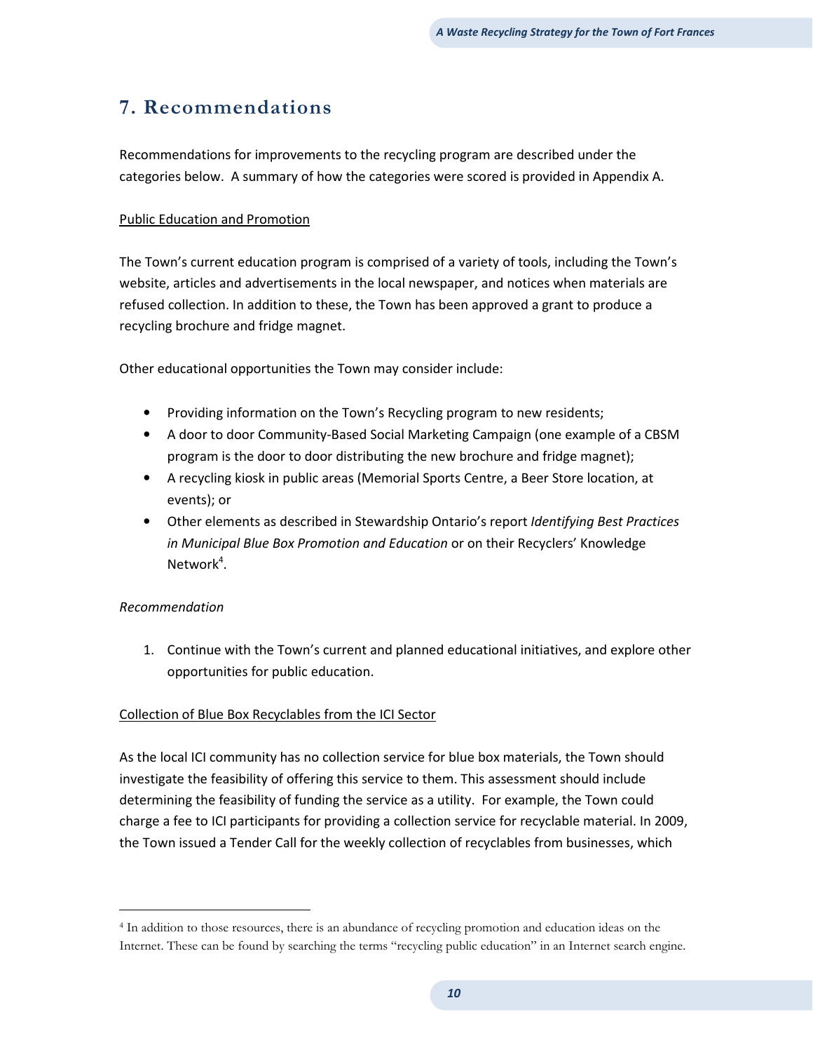# 7. Recommendations

Recommendations for improvements to the recycling program are described under the categories below. A summary of how the categories were scored is provided in Appendix A.

<u>Public Education and Promotion</u>

The Town's current education program is comprised of a variety of tools, including the Town's website, articles and advertisements in the local newspaper, and notices when materials are refused collection. In addition to these, the Town has been approved a grant to produce a recycling brochure and fridge magnet.

Other educational opportunities the Town may consider include:

- Providing information on the Town's Recycling program to new residents;
- A door to door Community-Based Social Marketing Campaign (one example of a CBSM program is the door to door distributing the new brochure and fridge magnet);
- A recycling kiosk in public areas (Memorial Sports Centre, a Beer Store location, at events); or
- Other elements as described in Stewardship Ontario's report *Identifying Best Practices in Municipal Blue Box Promotion and Education* or on their Recyclers' Knowledge Network[4].

*Recommendation*

1. Continue with the Town's current and planned educational initiatives, and explore other opportunities for public education.

<u>Collection of Blue Box Recyclables from the ICI Sector</u>

As the local ICI community has no collection service for blue box materials, the Town should investigate the feasibility of offering this service to them. This assessment should include determining the feasibility of funding the service as a utility. For example, the Town could charge a fee to ICI participants for providing a collection service for recyclable material. In 2009, the Town issued a Tender Call for the weekly collection of recyclables from businesses, which

[4] In addition to those resources, there is an abundance of recycling promotion and education ideas on the Internet. These can be found by searching the terms "recycling public education" in an Internet search engine.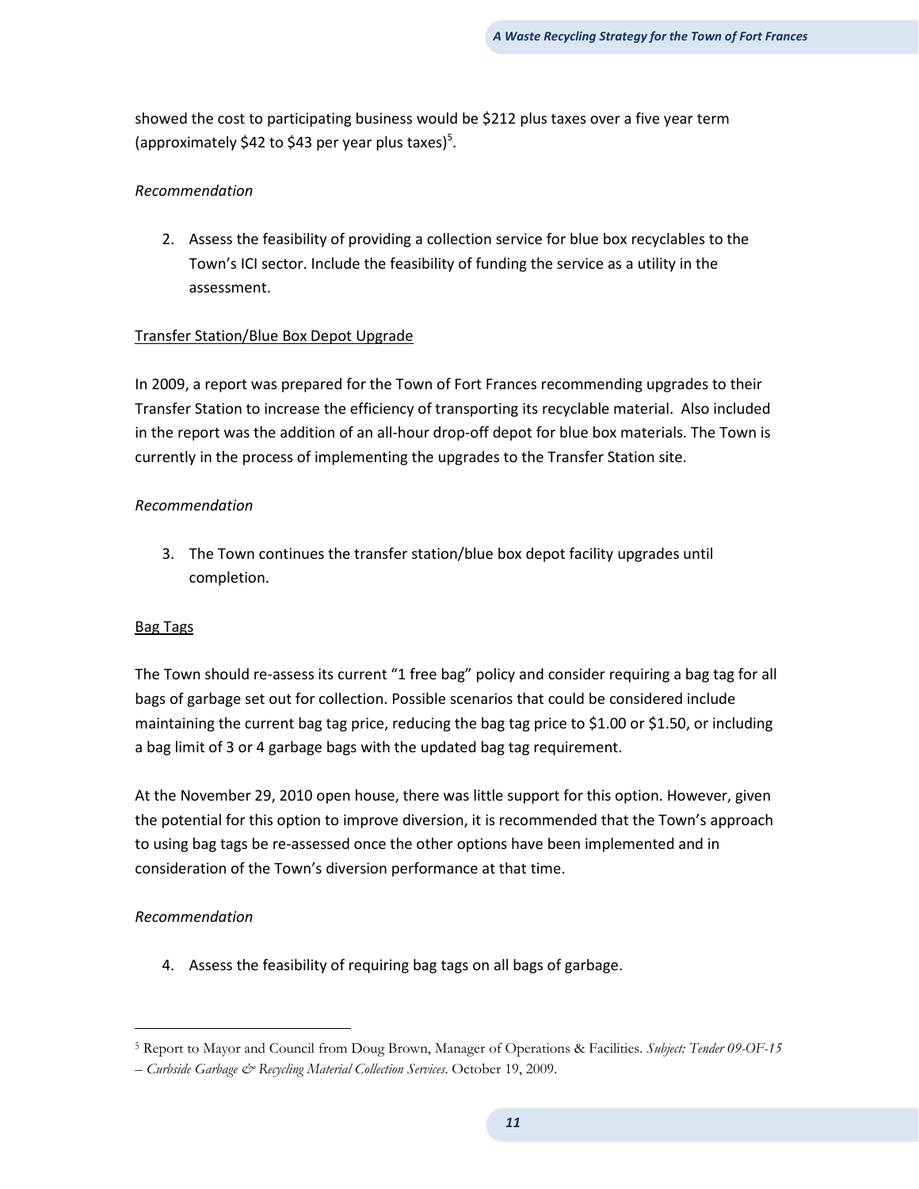showed the cost to participating business would be \$212 plus taxes over a five year term (approximately \$42 to \$43 per year plus taxes)[5].

*Recommendation*

2. Assess the feasibility of providing a collection service for blue box recyclables to the Town's ICI sector. Include the feasibility of funding the service as a utility in the assessment.

<u>Transfer Station/Blue Box Depot Upgrade</u>

In 2009, a report was prepared for the Town of Fort Frances recommending upgrades to their Transfer Station to increase the efficiency of transporting its recyclable material. Also included in the report was the addition of an all-hour drop-off depot for blue box materials. The Town is currently in the process of implementing the upgrades to the Transfer Station site.

*Recommendation*

3. The Town continues the transfer station/blue box depot facility upgrades until completion.

<u>Bag Tags</u>

The Town should re-assess its current "1 free bag" policy and consider requiring a bag tag for all bags of garbage set out for collection. Possible scenarios that could be considered include maintaining the current bag tag price, reducing the bag tag price to \$1.00 or \$1.50, or including a bag limit of 3 or 4 garbage bags with the updated bag tag requirement.

At the November 29, 2010 open house, there was little support for this option. However, given the potential for this option to improve diversion, it is recommended that the Town's approach to using bag tags be re-assessed once the other options have been implemented and in consideration of the Town's diversion performance at that time.

*Recommendation*

4. Assess the feasibility of requiring bag tags on all bags of garbage.

---

[5] Report to Mayor and Council from Doug Brown, Manager of Operations & Facilities. *Subject: Tender 09-OF-15 – Curbside Garbage & Recycling Material Collection Services*. October 19, 2009.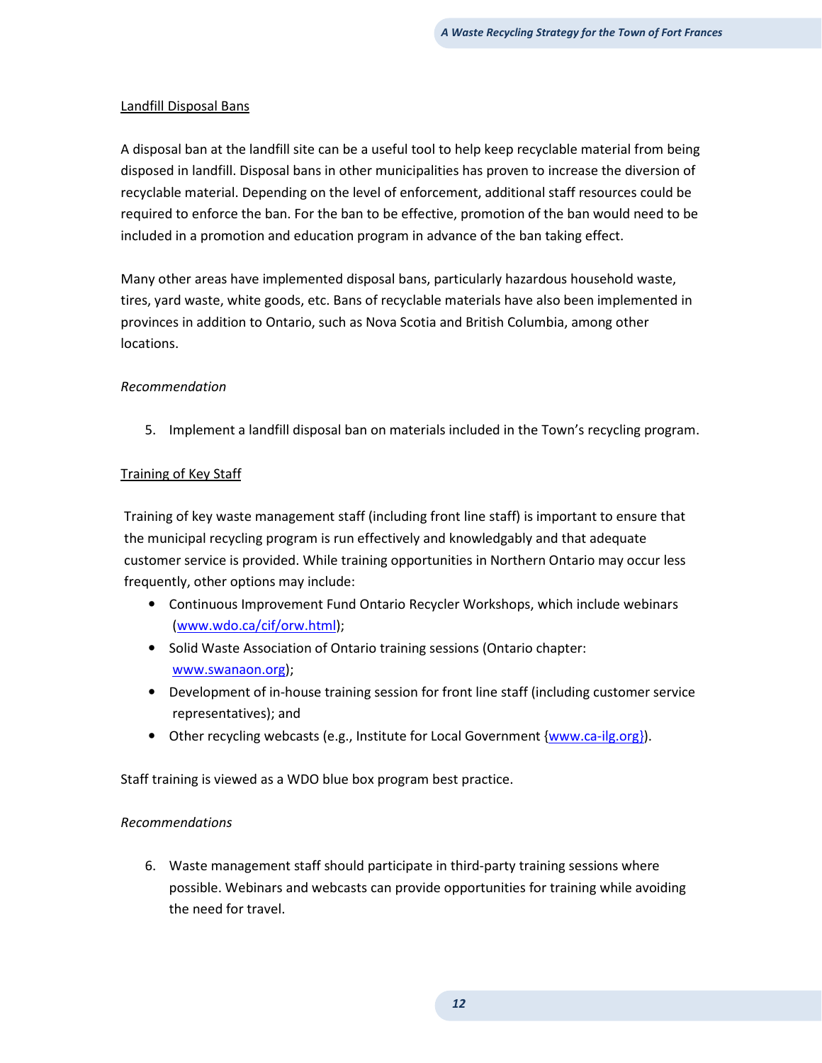Landfill Disposal Bans

A disposal ban at the landfill site can be a useful tool to help keep recyclable material from being disposed in landfill. Disposal bans in other municipalities has proven to increase the diversion of recyclable material. Depending on the level of enforcement, additional staff resources could be required to enforce the ban. For the ban to be effective, promotion of the ban would need to be included in a promotion and education program in advance of the ban taking effect.

Many other areas have implemented disposal bans, particularly hazardous household waste, tires, yard waste, white goods, etc. Bans of recyclable materials have also been implemented in provinces in addition to Ontario, such as Nova Scotia and British Columbia, among other locations.

*Recommendation*

5. Implement a landfill disposal ban on materials included in the Town's recycling program.

Training of Key Staff

Training of key waste management staff (including front line staff) is important to ensure that the municipal recycling program is run effectively and knowledgably and that adequate customer service is provided. While training opportunities in Northern Ontario may occur less frequently, other options may include:

- Continuous Improvement Fund Ontario Recycler Workshops, which include webinars (www.wdo.ca/cif/orw.html);
- Solid Waste Association of Ontario training sessions (Ontario chapter: www.swanaon.org);
- Development of in-house training session for front line staff (including customer service representatives); and
- Other recycling webcasts (e.g., Institute for Local Government {www.ca-ilg.org}).

Staff training is viewed as a WDO blue box program best practice.

*Recommendations*

6. Waste management staff should participate in third-party training sessions where possible. Webinars and webcasts can provide opportunities for training while avoiding the need for travel.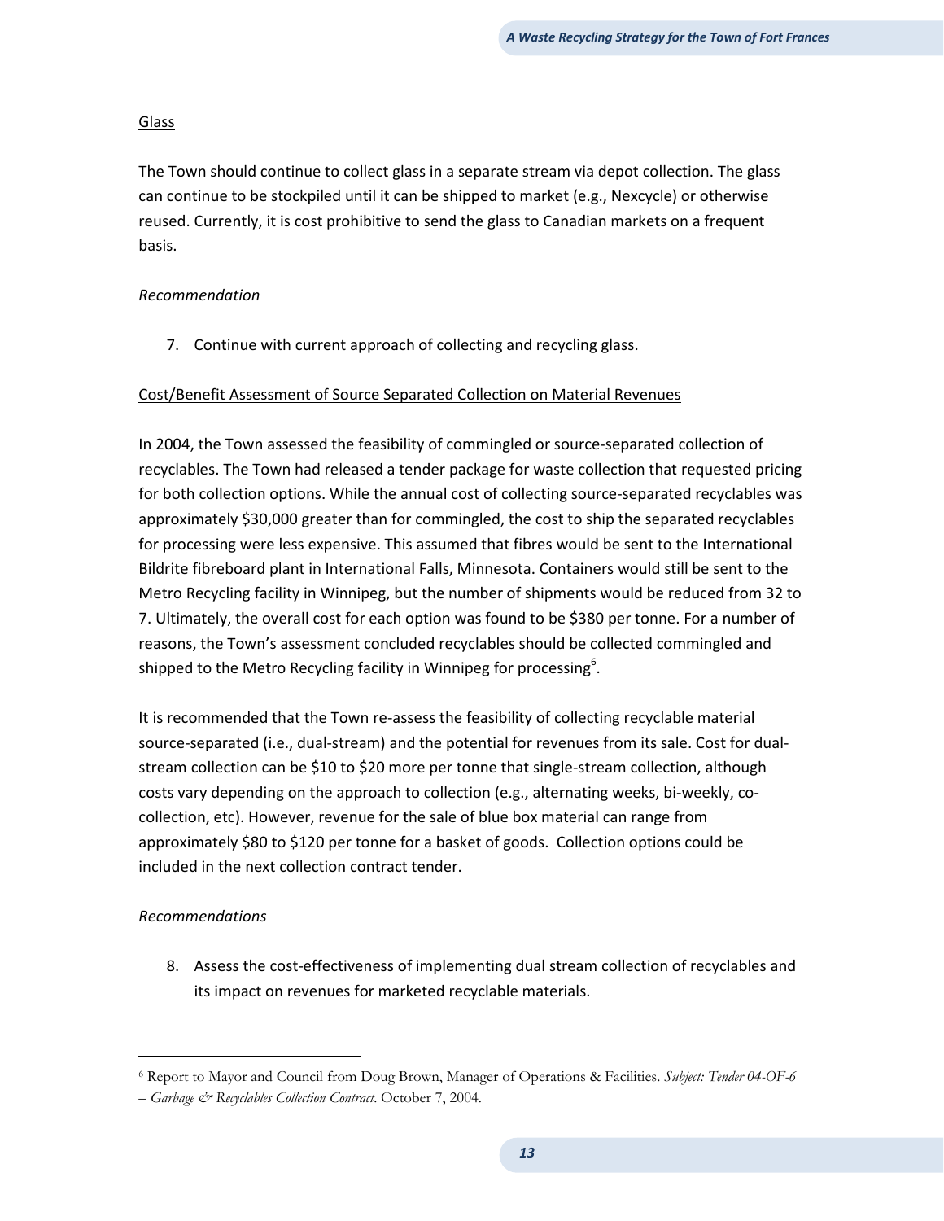Glass

The Town should continue to collect glass in a separate stream via depot collection. The glass can continue to be stockpiled until it can be shipped to market (e.g., Nexcycle) or otherwise reused. Currently, it is cost prohibitive to send the glass to Canadian markets on a frequent basis.

*Recommendation*

7. Continue with current approach of collecting and recycling glass.

Cost/Benefit Assessment of Source Separated Collection on Material Revenues

In 2004, the Town assessed the feasibility of commingled or source-separated collection of recyclables. The Town had released a tender package for waste collection that requested pricing for both collection options. While the annual cost of collecting source-separated recyclables was approximately $30,000 greater than for commingled, the cost to ship the separated recyclables for processing were less expensive. This assumed that fibres would be sent to the International Bildrite fibreboard plant in International Falls, Minnesota. Containers would still be sent to the Metro Recycling facility in Winnipeg, but the number of shipments would be reduced from 32 to 7. Ultimately, the overall cost for each option was found to be $380 per tonne. For a number of reasons, the Town's assessment concluded recyclables should be collected commingled and shipped to the Metro Recycling facility in Winnipeg for processing[6].

It is recommended that the Town re-assess the feasibility of collecting recyclable material source-separated (i.e., dual-stream) and the potential for revenues from its sale. Cost for dual-stream collection can be $10 to $20 more per tonne that single-stream collection, although costs vary depending on the approach to collection (e.g., alternating weeks, bi-weekly, co-collection, etc). However, revenue for the sale of blue box material can range from approximately $80 to $120 per tonne for a basket of goods. Collection options could be included in the next collection contract tender.

*Recommendations*

8. Assess the cost-effectiveness of implementing dual stream collection of recyclables and its impact on revenues for marketed recyclable materials.

---

[6] Report to Mayor and Council from Doug Brown, Manager of Operations & Facilities. *Subject: Tender 04-OF-6 – Garbage & Recyclables Collection Contract*. October 7, 2004.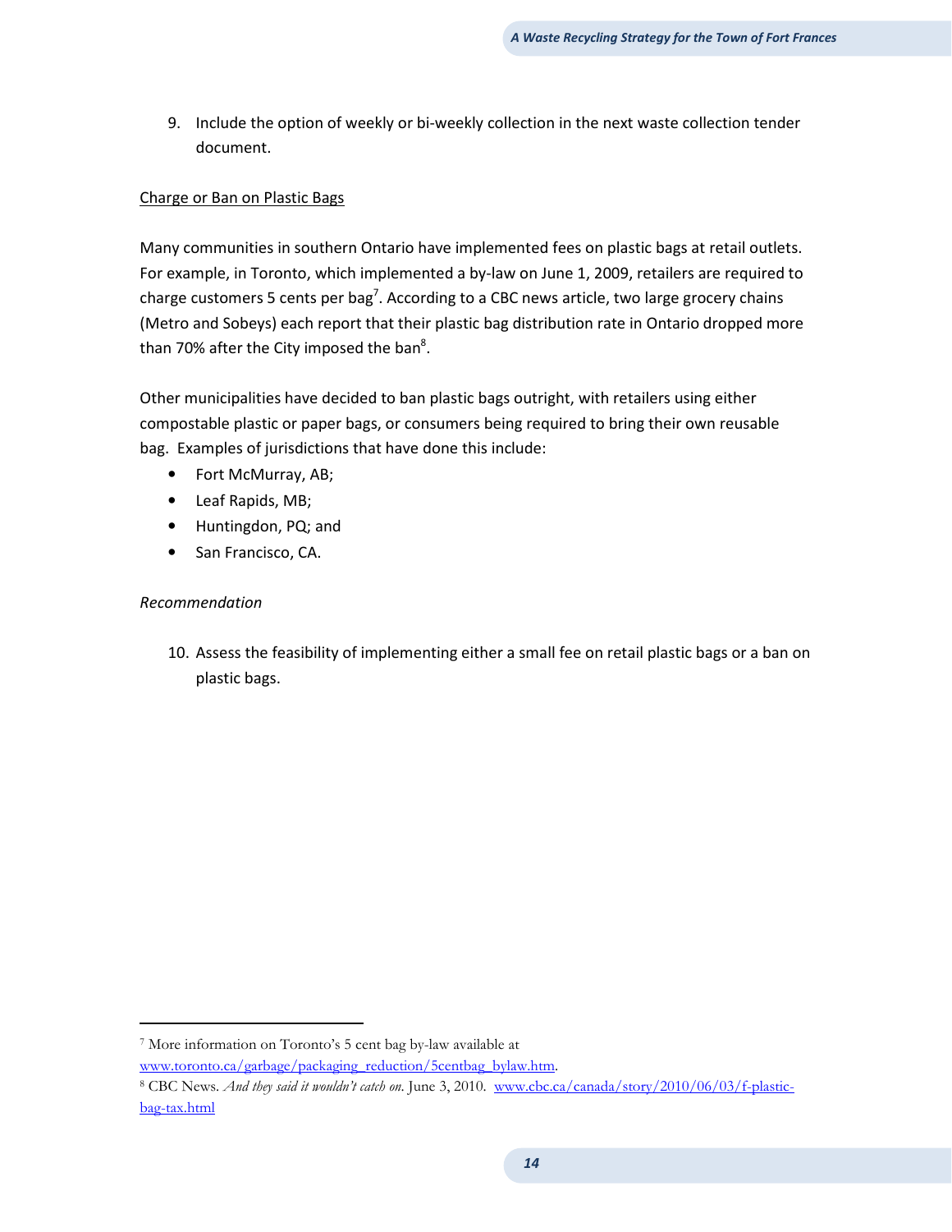9. Include the option of weekly or bi-weekly collection in the next waste collection tender document.

Charge or Ban on Plastic Bags

Many communities in southern Ontario have implemented fees on plastic bags at retail outlets. For example, in Toronto, which implemented a by-law on June 1, 2009, retailers are required to charge customers 5 cents per bag[7]. According to a CBC news article, two large grocery chains (Metro and Sobeys) each report that their plastic bag distribution rate in Ontario dropped more than 70% after the City imposed the ban[8].

Other municipalities have decided to ban plastic bags outright, with retailers using either compostable plastic or paper bags, or consumers being required to bring their own reusable bag. Examples of jurisdictions that have done this include:

- Fort McMurray, AB;
- Leaf Rapids, MB;
- Huntingdon, PQ; and
- San Francisco, CA.

*Recommendation*

10. Assess the feasibility of implementing either a small fee on retail plastic bags or a ban on plastic bags.

---

[7] More information on Toronto's 5 cent bag by-law available at www.toronto.ca/garbage/packaging_reduction/5centbag_bylaw.htm.

[8] CBC News. *And they said it wouldn't catch on.* June 3, 2010. www.cbc.ca/canada/story/2010/06/03/f-plastic-bag-tax.html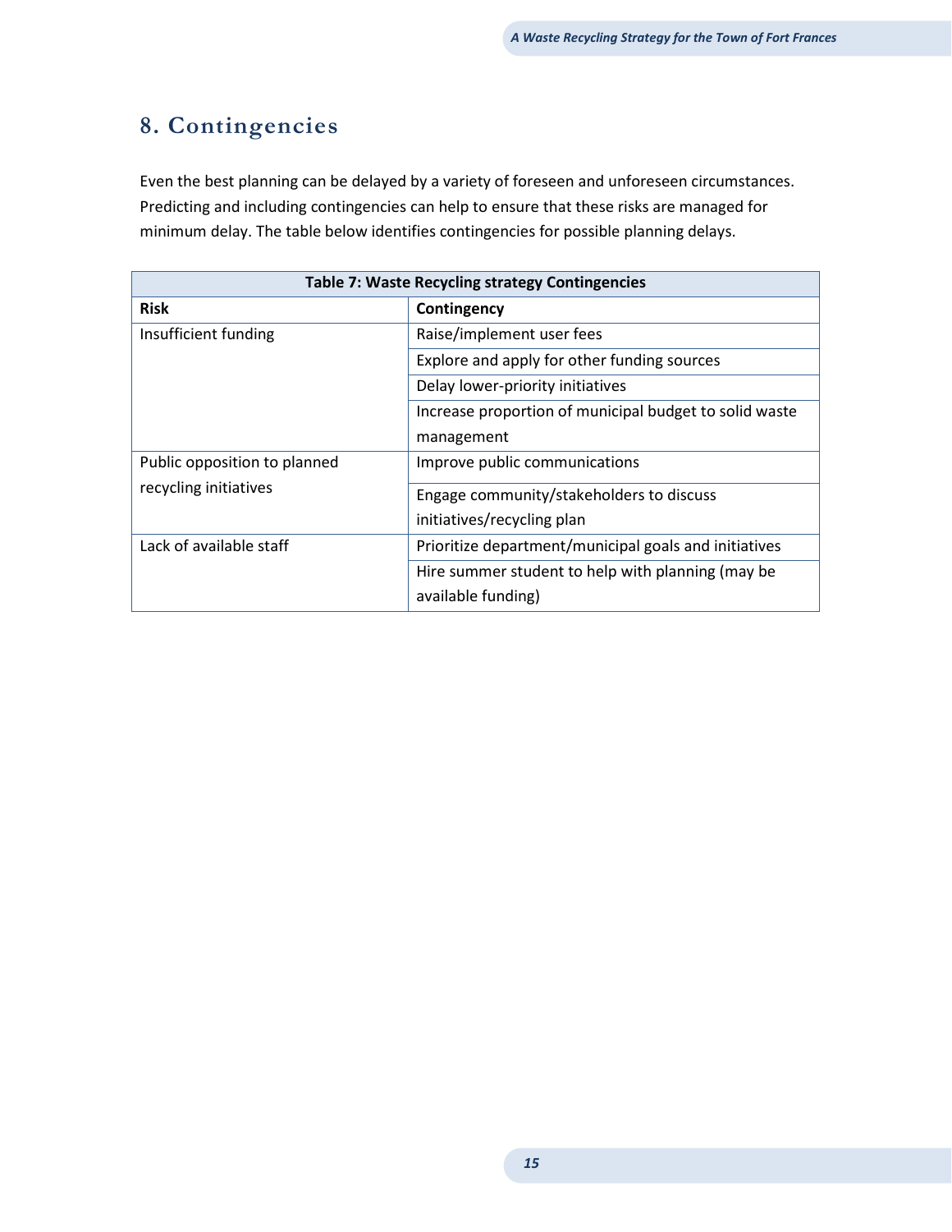## 8. Contingencies

Even the best planning can be delayed by a variety of foreseen and unforeseen circumstances. Predicting and including contingencies can help to ensure that these risks are managed for minimum delay. The table below identifies contingencies for possible planning delays.

**Table 7: Waste Recycling strategy Contingencies**

| Risk | Contingency |
|---|---|
| Insufficient funding | Raise/implement user fees |
| | Explore and apply for other funding sources |
| | Delay lower-priority initiatives |
| | Increase proportion of municipal budget to solid waste management |
| Public opposition to planned recycling initiatives | Improve public communications |
| | Engage community/stakeholders to discuss initiatives/recycling plan |
| Lack of available staff | Prioritize department/municipal goals and initiatives |
| | Hire summer student to help with planning (may be available funding) |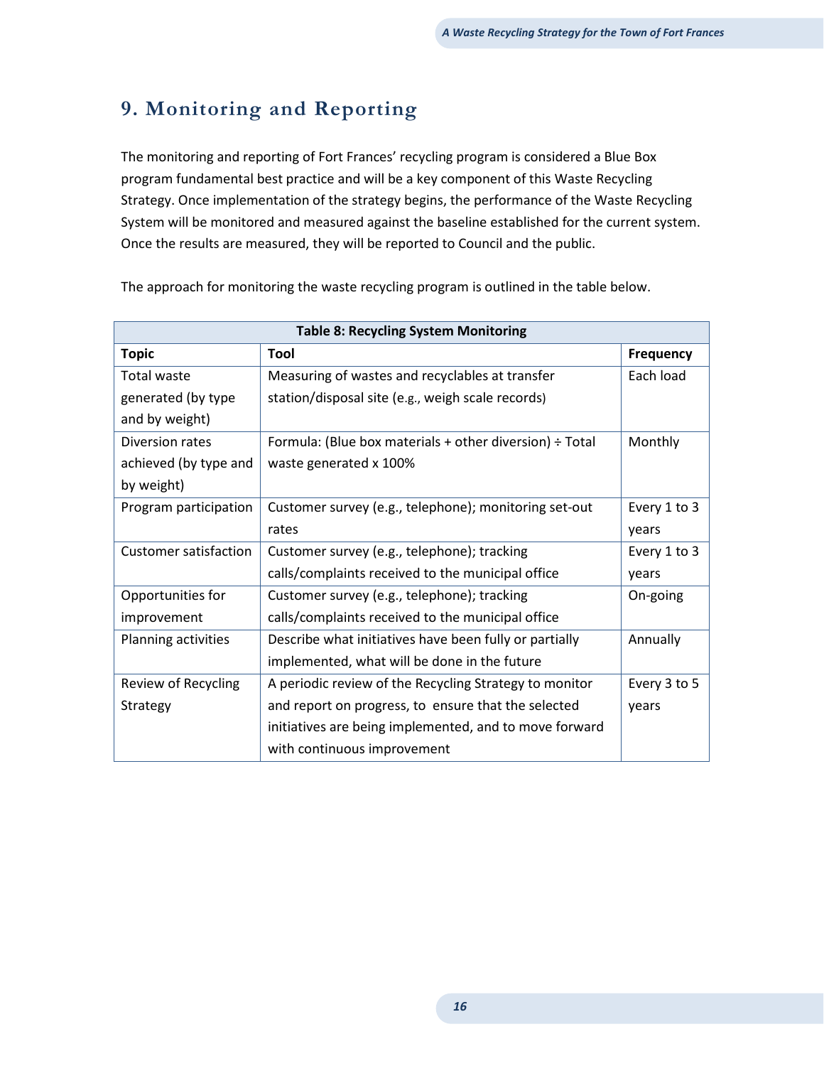# 9. Monitoring and Reporting

The monitoring and reporting of Fort Frances' recycling program is considered a Blue Box program fundamental best practice and will be a key component of this Waste Recycling Strategy. Once implementation of the strategy begins, the performance of the Waste Recycling System will be monitored and measured against the baseline established for the current system. Once the results are measured, they will be reported to Council and the public.

The approach for monitoring the waste recycling program is outlined in the table below.

**Table 8: Recycling System Monitoring**

| Topic | Tool | Frequency |
|---|---|---|
| Total waste generated (by type and by weight) | Measuring of wastes and recyclables at transfer station/disposal site (e.g., weigh scale records) | Each load |
| Diversion rates achieved (by type and by weight) | Formula: (Blue box materials + other diversion) ÷ Total waste generated x 100% | Monthly |
| Program participation | Customer survey (e.g., telephone); monitoring set-out rates | Every 1 to 3 years |
| Customer satisfaction | Customer survey (e.g., telephone); tracking calls/complaints received to the municipal office | Every 1 to 3 years |
| Opportunities for improvement | Customer survey (e.g., telephone); tracking calls/complaints received to the municipal office | On-going |
| Planning activities | Describe what initiatives have been fully or partially implemented, what will be done in the future | Annually |
| Review of Recycling Strategy | A periodic review of the Recycling Strategy to monitor and report on progress, to ensure that the selected initiatives are being implemented, and to move forward with continuous improvement | Every 3 to 5 years |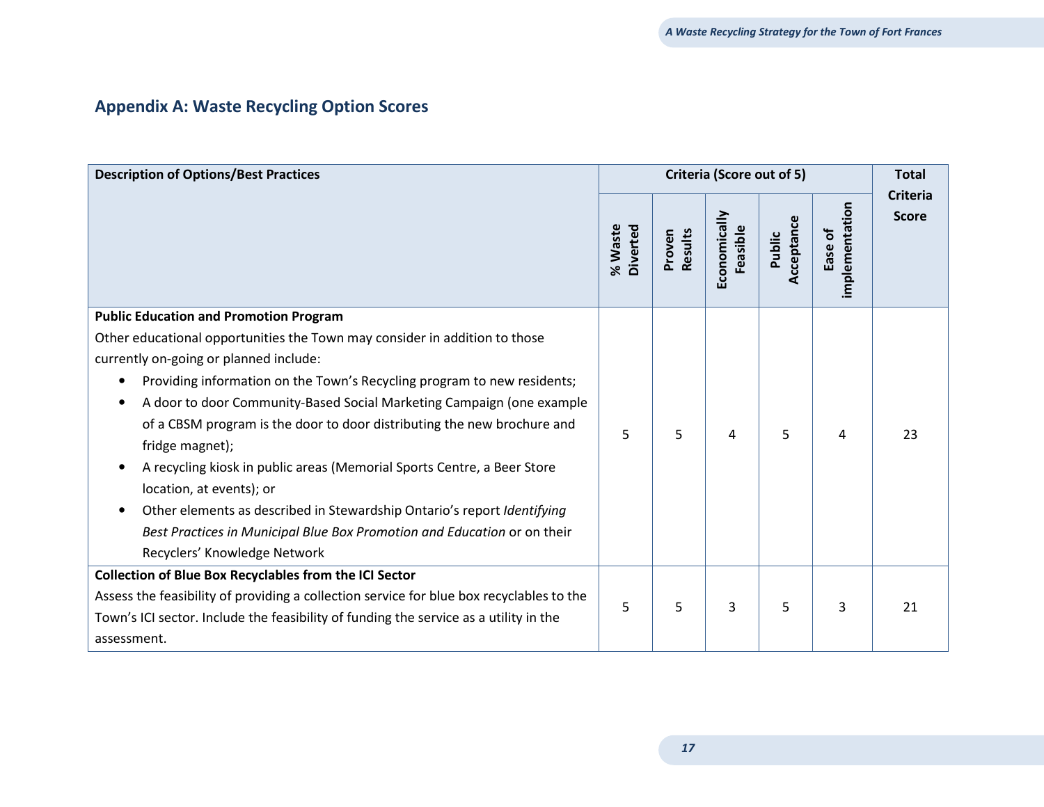## Appendix A: Waste Recycling Option Scores

| Description of Options/Best Practices | Criteria (Score out of 5) | | | | | Total Criteria Score |
|---|---|---|---|---|---|---|
| | % Waste Diverted | Proven Results | Economically Feasible | Public Acceptance | Ease of implementation | |
| **Public Education and Promotion Program**<br>Other educational opportunities the Town may consider in addition to those currently on-going or planned include:<br>• Providing information on the Town's Recycling program to new residents;<br>• A door to door Community-Based Social Marketing Campaign (one example of a CBSM program is the door to door distributing the new brochure and fridge magnet);<br>• A recycling kiosk in public areas (Memorial Sports Centre, a Beer Store location, at events); or<br>• Other elements as described in Stewardship Ontario's report *Identifying Best Practices in Municipal Blue Box Promotion and Education* or on their Recyclers' Knowledge Network | 5 | 5 | 4 | 5 | 4 | 23 |
| **Collection of Blue Box Recyclables from the ICI Sector**<br>Assess the feasibility of providing a collection service for blue box recyclables to the Town's ICI sector. Include the feasibility of funding the service as a utility in the assessment. | 5 | 5 | 3 | 5 | 3 | 21 |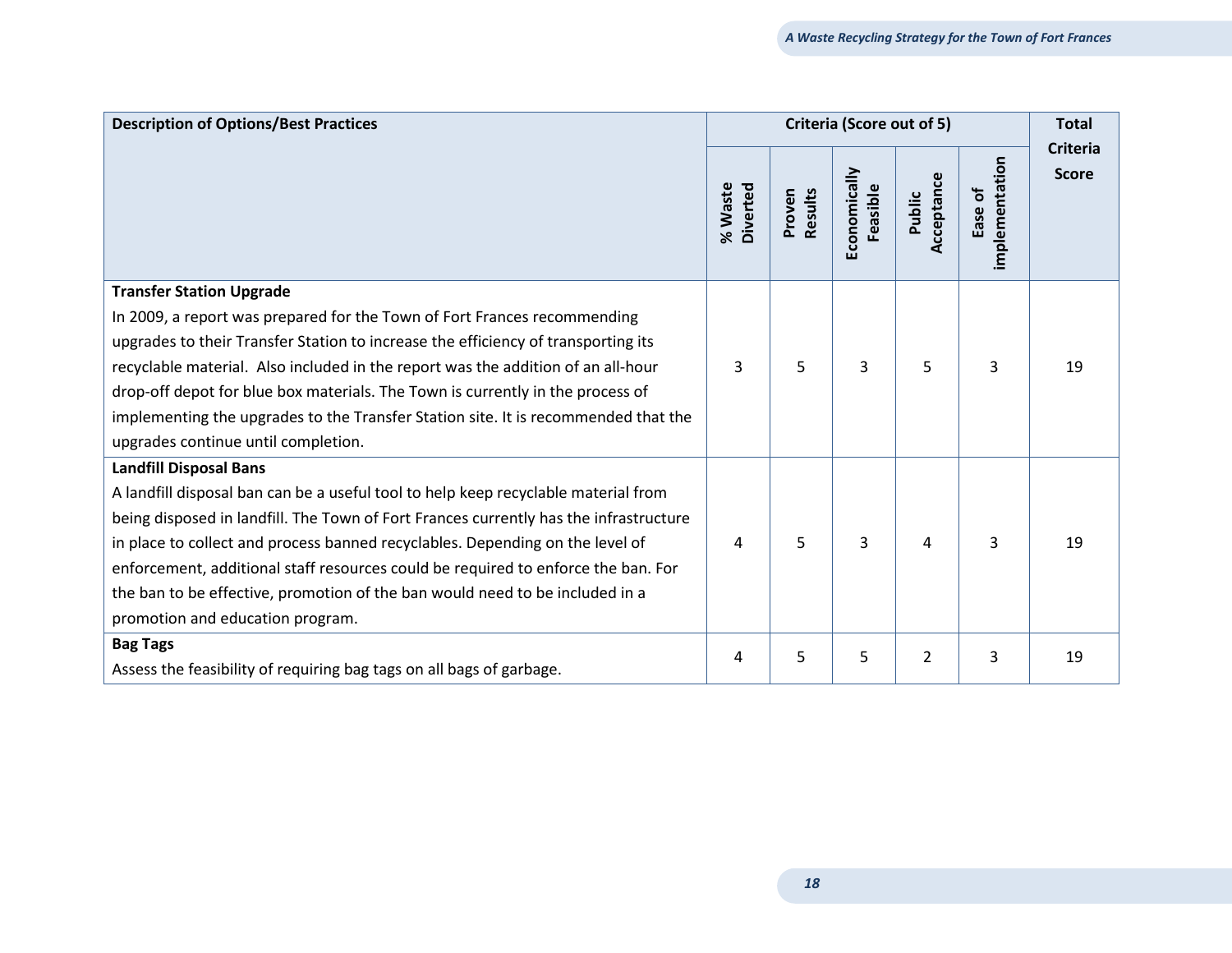| Description of Options/Best Practices | Criteria (Score out of 5) | | | | | Total Criteria Score |
|---|---|---|---|---|---|---|
| | % Waste Diverted | Proven Results | Economically Feasible | Public Acceptance | Ease of implementation | |
| **Transfer Station Upgrade**<br>In 2009, a report was prepared for the Town of Fort Frances recommending upgrades to their Transfer Station to increase the efficiency of transporting its recyclable material. Also included in the report was the addition of an all-hour drop-off depot for blue box materials. The Town is currently in the process of implementing the upgrades to the Transfer Station site. It is recommended that the upgrades continue until completion. | 3 | 5 | 3 | 5 | 3 | 19 |
| **Landfill Disposal Bans**<br>A landfill disposal ban can be a useful tool to help keep recyclable material from being disposed in landfill. The Town of Fort Frances currently has the infrastructure in place to collect and process banned recyclables. Depending on the level of enforcement, additional staff resources could be required to enforce the ban. For the ban to be effective, promotion of the ban would need to be included in a promotion and education program. | 4 | 5 | 3 | 4 | 3 | 19 |
| **Bag Tags**<br>Assess the feasibility of requiring bag tags on all bags of garbage. | 4 | 5 | 5 | 2 | 3 | 19 |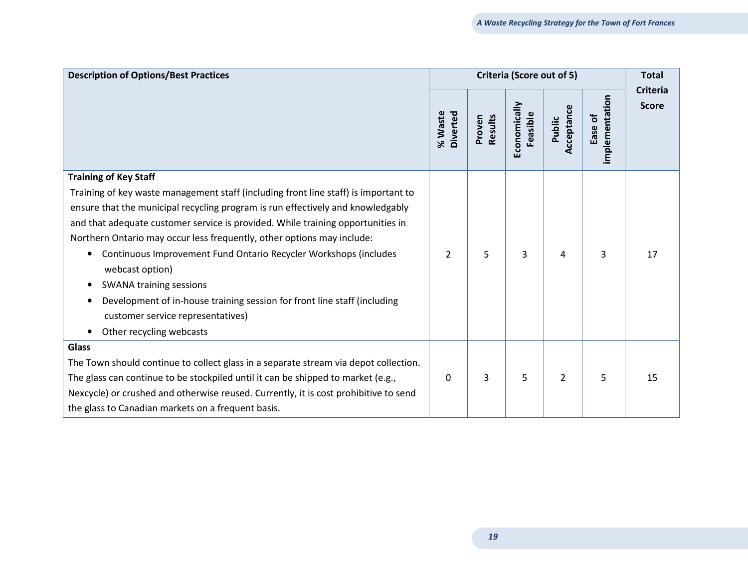| Description of Options/Best Practices | Criteria (Score out of 5) | | | | | Total Criteria Score |
|---|---|---|---|---|---|---|
| | % Waste Diverted | Proven Results | Economically Feasible | Public Acceptance | Ease of implementation | |
| **Training of Key Staff**<br>Training of key waste management staff (including front line staff) is important to ensure that the municipal recycling program is run effectively and knowledgably and that adequate customer service is provided. While training opportunities in Northern Ontario may occur less frequently, other options may include:<br>• Continuous Improvement Fund Ontario Recycler Workshops (includes webcast option)<br>• SWANA training sessions<br>• Development of in-house training session for front line staff (including customer service representatives)<br>• Other recycling webcasts | 2 | 5 | 3 | 4 | 3 | 17 |
| **Glass**<br>The Town should continue to collect glass in a separate stream via depot collection. The glass can continue to be stockpiled until it can be shipped to market (e.g., Nexcycle) or crushed and otherwise reused. Currently, it is cost prohibitive to send the glass to Canadian markets on a frequent basis. | 0 | 3 | 5 | 2 | 5 | 15 |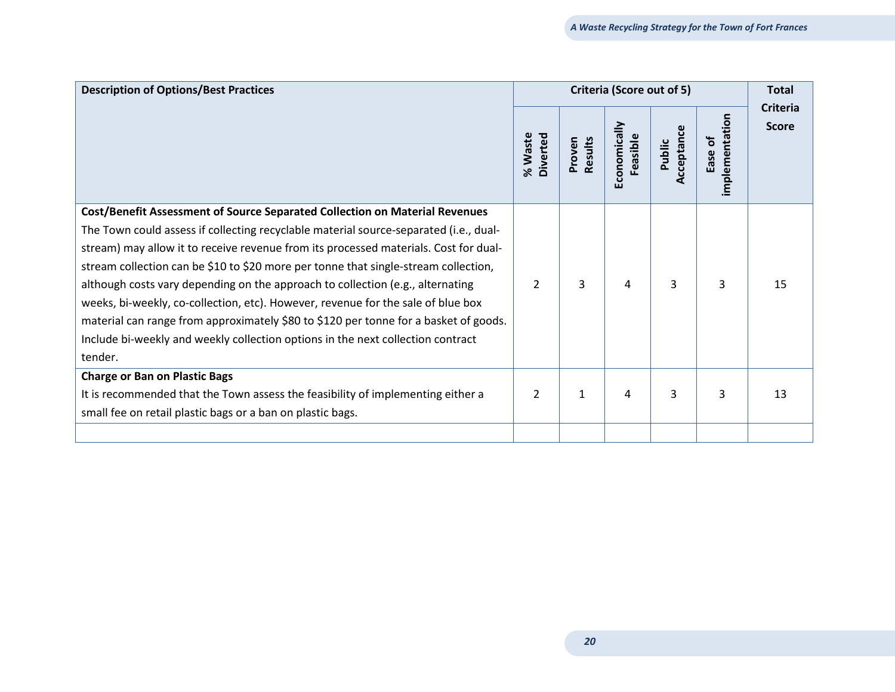| Description of Options/Best Practices | Criteria (Score out of 5) | | | | | Total Criteria Score |
|---|---|---|---|---|---|---|
| | % Waste Diverted | Proven Results | Economically Feasible | Public Acceptance | Ease of implementation | |
| **Cost/Benefit Assessment of Source Separated Collection on Material Revenues** The Town could assess if collecting recyclable material source-separated (i.e., dual-stream) may allow it to receive revenue from its processed materials. Cost for dual-stream collection can be $10 to $20 more per tonne that single-stream collection, although costs vary depending on the approach to collection (e.g., alternating weeks, bi-weekly, co-collection, etc). However, revenue for the sale of blue box material can range from approximately $80 to $120 per tonne for a basket of goods. Include bi-weekly and weekly collection options in the next collection contract tender. | 2 | 3 | 4 | 3 | 3 | 15 |
| **Charge or Ban on Plastic Bags** It is recommended that the Town assess the feasibility of implementing either a small fee on retail plastic bags or a ban on plastic bags. | 2 | 1 | 4 | 3 | 3 | 13 |
| | | | | | | |